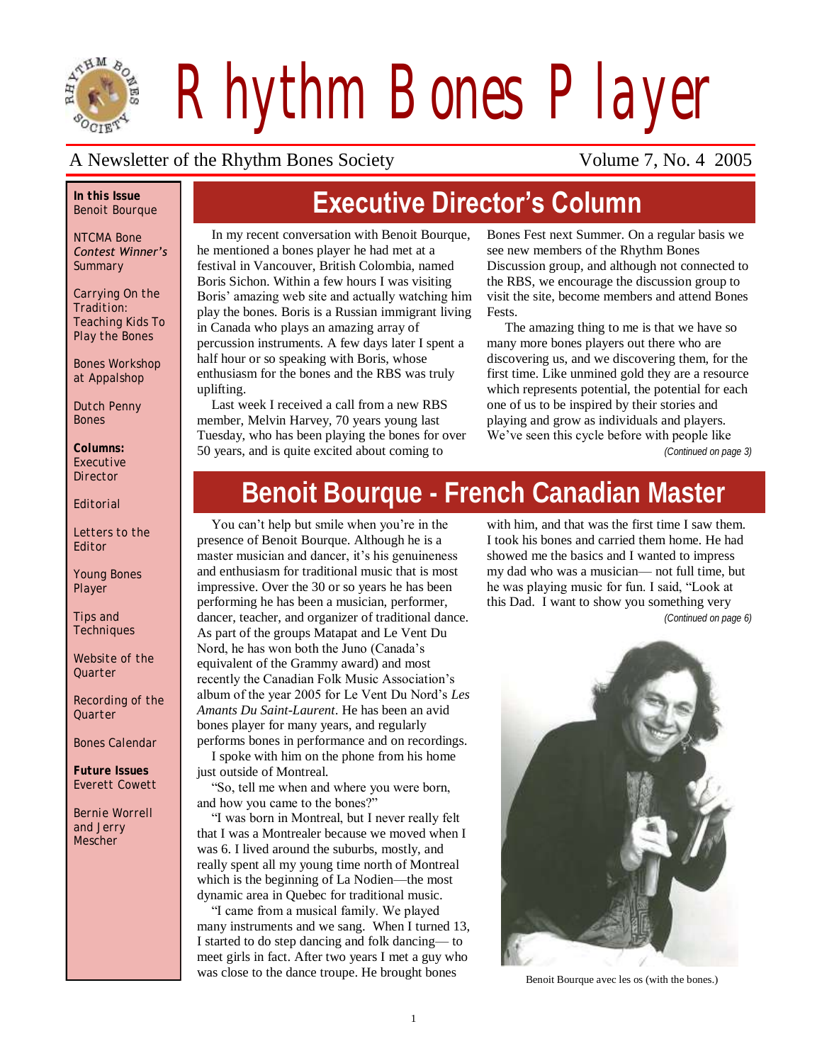# Rhythm Bones Player

A Newsletter of the Rhythm Bones Society — Volume 7, No. 4 2005

**In this Issue**
Benoit Bourque

NTCMA Bone *Contest Winner's* Summary

Carrying On the Tradition: Teaching Kids To Play the Bones

Bones Workshop at Appalshop

Dutch Penny Bones

**Columns:**
Executive Director

Editorial

Letters to the Editor

Young Bones Player

Tips and Techniques

Website of the Quarter

Recording of the Quarter

Bones Calendar

**Future Issues**
Everett Cowett

Bernie Worrell and Jerry Mescher

## Executive Director's Column

In my recent conversation with Benoit Bourque, he mentioned a bones player he had met at a festival in Vancouver, British Colombia, named Boris Sichon. Within a few hours I was visiting Boris' amazing web site and actually watching him play the bones. Boris is a Russian immigrant living in Canada who plays an amazing array of percussion instruments. A few days later I spent a half hour or so speaking with Boris, whose enthusiasm for the bones and the RBS was truly uplifting.

Last week I received a call from a new RBS member, Melvin Harvey, 70 years young last Tuesday, who has been playing the bones for over 50 years, and is quite excited about coming to Bones Fest next Summer. On a regular basis we see new members of the Rhythm Bones Discussion group, and although not connected to the RBS, we encourage the discussion group to visit the site, become members and attend Bones Fests.

The amazing thing to me is that we have so many more bones players out there who are discovering us, and we discovering them, for the first time. Like unmined gold they are a resource which represents potential, the potential for each one of us to be inspired by their stories and playing and grow as individuals and players. We've seen this cycle before with people like

*(Continued on page 3)*

## Benoit Bourque - French Canadian Master

You can't help but smile when you're in the presence of Benoit Bourque. Although he is a master musician and dancer, it's his genuineness and enthusiasm for traditional music that is most impressive. Over the 30 or so years he has been performing he has been a musician, performer, dancer, teacher, and organizer of traditional dance. As part of the groups Matapat and Le Vent Du Nord, he has won both the Juno (Canada's equivalent of the Grammy award) and most recently the Canadian Folk Music Association's album of the year 2005 for Le Vent Du Nord's *Les Amants Du Saint-Laurent*. He has been an avid bones player for many years, and regularly performs bones in performance and on recordings.

I spoke with him on the phone from his home just outside of Montreal.

"So, tell me when and where you were born, and how you came to the bones?"

"I was born in Montreal, but I never really felt that I was a Montrealer because we moved when I was 6. I lived around the suburbs, mostly, and really spent all my young time north of Montreal which is the beginning of La Nodien—the most dynamic area in Quebec for traditional music.

"I came from a musical family. We played many instruments and we sang. When I turned 13, I started to do step dancing and folk dancing— to meet girls in fact. After two years I met a guy who was close to the dance troupe. He brought bones with him, and that was the first time I saw them. I took his bones and carried them home. He had showed me the basics and I wanted to impress my dad who was a musician— not full time, but he was playing music for fun. I said, "Look at this Dad. I want to show you something very

*(Continued on page 6)*

Benoit Bourque avec les os (with the bones.)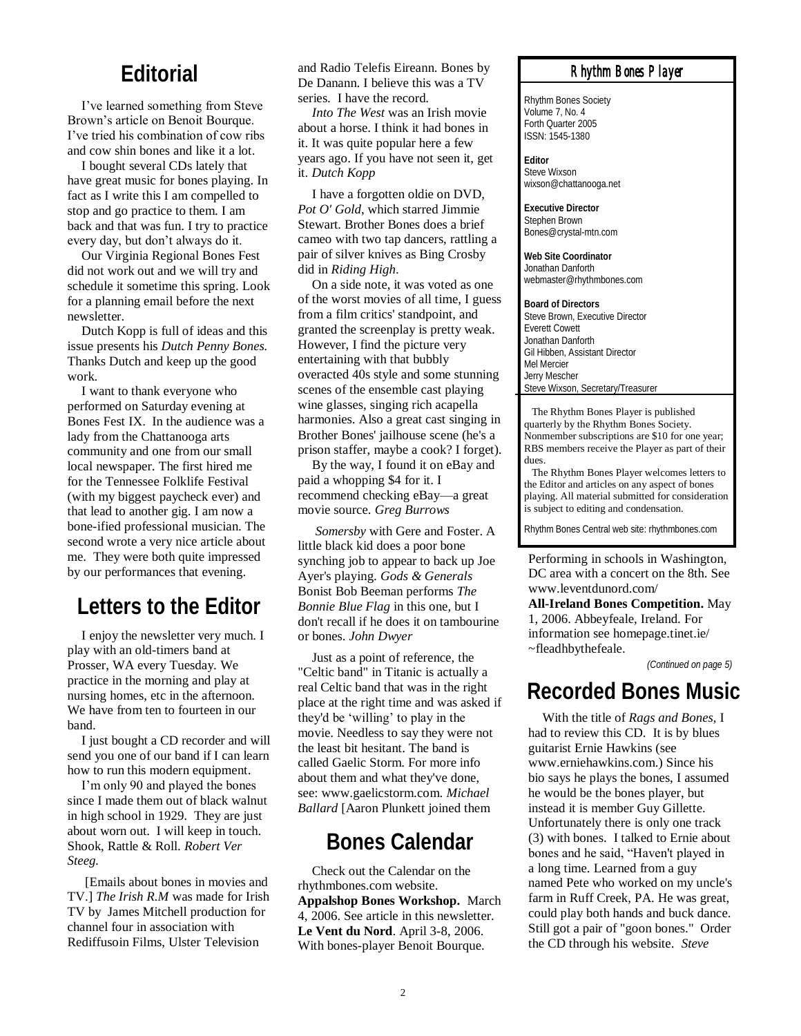## Editorial

I've learned something from Steve Brown's article on Benoit Bourque. I've tried his combination of cow ribs and cow shin bones and like it a lot.

I bought several CDs lately that have great music for bones playing. In fact as I write this I am compelled to stop and go practice to them. I am back and that was fun. I try to practice every day, but don't always do it.

Our Virginia Regional Bones Fest did not work out and we will try and schedule it sometime this spring. Look for a planning email before the next newsletter.

Dutch Kopp is full of ideas and this issue presents his *Dutch Penny Bones.* Thanks Dutch and keep up the good work.

I want to thank everyone who performed on Saturday evening at Bones Fest IX. In the audience was a lady from the Chattanooga arts community and one from our small local newspaper. The first hired me for the Tennessee Folklife Festival (with my biggest paycheck ever) and that lead to another gig. I am now a bone-ified professional musician. The second wrote a very nice article about me. They were both quite impressed by our performances that evening.

## Letters to the Editor

I enjoy the newsletter very much. I play with an old-timers band at Prosser, WA every Tuesday. We practice in the morning and play at nursing homes, etc in the afternoon. We have from ten to fourteen in our band.

I just bought a CD recorder and will send you one of our band if I can learn how to run this modern equipment.

I'm only 90 and played the bones since I made them out of black walnut in high school in 1929. They are just about worn out. I will keep in touch. Shook, Rattle & Roll. *Robert Ver Steeg.*

[Emails about bones in movies and TV.] *The Irish R.M* was made for Irish TV by James Mitchell production for channel four in association with Rediffusoin Films, Ulster Television and Radio Telefis Eireann. Bones by De Danann. I believe this was a TV series. I have the record.

*Into The West* was an Irish movie about a horse. I think it had bones in it. It was quite popular here a few years ago. If you have not seen it, get it. *Dutch Kopp*

I have a forgotten oldie on DVD, *Pot O' Gold*, which starred Jimmie Stewart. Brother Bones does a brief cameo with two tap dancers, rattling a pair of silver knives as Bing Crosby did in *Riding High*.

On a side note, it was voted as one of the worst movies of all time, I guess from a film critics' standpoint, and granted the screenplay is pretty weak. However, I find the picture very entertaining with that bubbly overacted 40s style and some stunning scenes of the ensemble cast playing wine glasses, singing rich acapella harmonies. Also a great cast singing in Brother Bones' jailhouse scene (he's a prison staffer, maybe a cook? I forget).

By the way, I found it on eBay and paid a whopping $4 for it. I recommend checking eBay—a great movie source. *Greg Burrows*

*Somersby* with Gere and Foster. A little black kid does a poor bone synching job to appear to back up Joe Ayer's playing. *Gods & Generals* Bonist Bob Beeman performs *The Bonnie Blue Flag* in this one, but I don't recall if he does it on tambourine or bones. *John Dwyer*

Just as a point of reference, the "Celtic band" in Titanic is actually a real Celtic band that was in the right place at the right time and was asked if they'd be 'willing' to play in the movie. Needless to say they were not the least bit hesitant. The band is called Gaelic Storm. For more info about them and what they've done, see: www.gaelicstorm.com. *Michael Ballard* [Aaron Plunkett joined them

## Bones Calendar

Check out the Calendar on the rhythmbones.com website.

**Appalshop Bones Workshop.** March 4, 2006. See article in this newsletter.

**Le Vent du Nord**. April 3-8, 2006. With bones-player Benoit Bourque. Performing in schools in Washington, DC area with a concert on the 8th. See www.leventdunord.com/

**All-Ireland Bones Competition.** May 1, 2006. Abbeyfeale, Ireland. For information see homepage.tinet.ie/~fleadhbythefeale.

*(Continued on page 5)*

---

**Rhythm Bones Player**

Rhythm Bones Society
Volume 7, No. 4
Forth Quarter 2005
ISSN: 1545-1380

**Editor**
Steve Wixson
wixson@chattanooga.net

**Executive Director**
Stephen Brown
Bones@crystal-mtn.com

**Web Site Coordinator**
Jonathan Danforth
webmaster@rhythmbones.com

**Board of Directors**
Steve Brown, Executive Director
Everett Cowett
Jonathan Danforth
Gil Hibben, Assistant Director
Mel Mercier
Jerry Mescher
Steve Wixson, Secretary/Treasurer

The Rhythm Bones Player is published quarterly by the Rhythm Bones Society. Nonmember subscriptions are $10 for one year; RBS members receive the Player as part of their dues.

The Rhythm Bones Player welcomes letters to the Editor and articles on any aspect of bones playing. All material submitted for consideration is subject to editing and condensation.

Rhythm Bones Central web site: rhythmbones.com

---

## Recorded Bones Music

With the title of *Rags and Bones,* I had to review this CD. It is by blues guitarist Ernie Hawkins (see www.erniehawkins.com.) Since his bio says he plays the bones, I assumed he would be the bones player, but instead it is member Guy Gillette. Unfortunately there is only one track (3) with bones. I talked to Ernie about bones and he said, "Haven't played in a long time. Learned from a guy named Pete who worked on my uncle's farm in Ruff Creek, PA. He was great, could play both hands and buck dance. Still got a pair of "goon bones." Order the CD through his website. *Steve*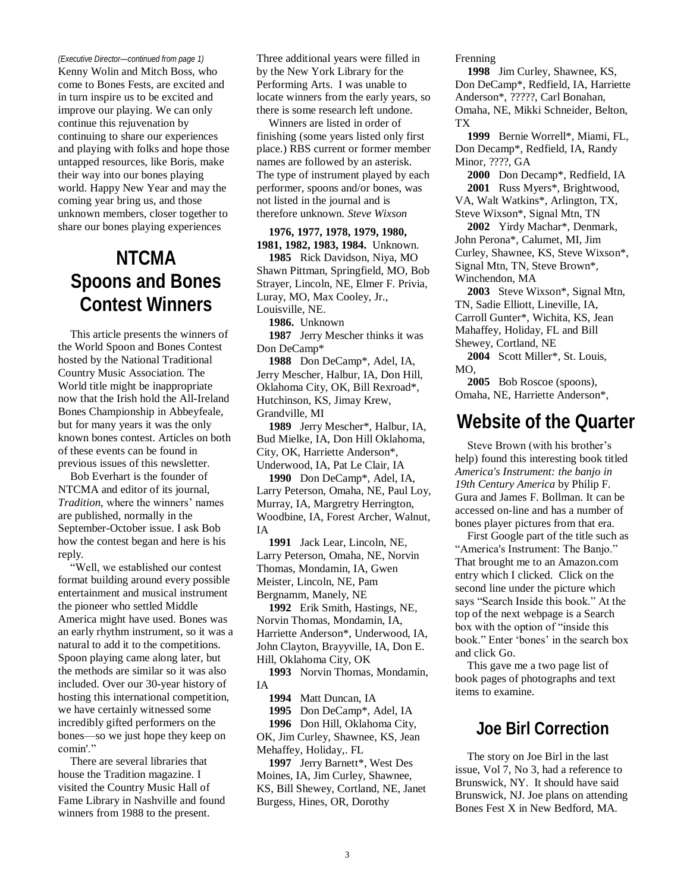*(Executive Director—continued from page 1)*
Kenny Wolin and Mitch Boss, who come to Bones Fests, are excited and in turn inspire us to be excited and improve our playing. We can only continue this rejuvenation by continuing to share our experiences and playing with folks and hope those untapped resources, like Boris, make their way into our bones playing world. Happy New Year and may the coming year bring us, and those unknown members, closer together to share our bones playing experiences

# NTCMA Spoons and Bones Contest Winners

This article presents the winners of the World Spoon and Bones Contest hosted by the National Traditional Country Music Association. The World title might be inappropriate now that the Irish hold the All-Ireland Bones Championship in Abbeyfeale, but for many years it was the only known bones contest. Articles on both of these events can be found in previous issues of this newsletter.

Bob Everhart is the founder of NTCMA and editor of its journal, *Tradition*, where the winners' names are published, normally in the September-October issue. I ask Bob how the contest began and here is his reply.

"Well, we established our contest format building around every possible entertainment and musical instrument the pioneer who settled Middle America might have used. Bones was an early rhythm instrument, so it was a natural to add it to the competitions. Spoon playing came along later, but the methods are similar so it was also included. Over our 30-year history of hosting this international competition, we have certainly witnessed some incredibly gifted performers on the bones—so we just hope they keep on comin'."

There are several libraries that house the Tradition magazine. I visited the Country Music Hall of Fame Library in Nashville and found winners from 1988 to the present. Three additional years were filled in by the New York Library for the Performing Arts. I was unable to locate winners from the early years, so there is some research left undone.

Winners are listed in order of finishing (some years listed only first place.) RBS current or former member names are followed by an asterisk. The type of instrument played by each performer, spoons and/or bones, was not listed in the journal and is therefore unknown. *Steve Wixson*

**1976, 1977, 1978, 1979, 1980, 1981, 1982, 1983, 1984.** Unknown.

**1985** Rick Davidson, Niya, MO Shawn Pittman, Springfield, MO, Bob Strayer, Lincoln, NE, Elmer F. Privia, Luray, MO, Max Cooley, Jr., Louisville, NE.

**1986.** Unknown

**1987** Jerry Mescher thinks it was Don DeCamp*

**1988** Don DeCamp*, Adel, IA, Jerry Mescher, Halbur, IA, Don Hill, Oklahoma City, OK, Bill Rexroad*, Hutchinson, KS, Jimay Krew, Grandville, MI

**1989** Jerry Mescher*, Halbur, IA, Bud Mielke, IA, Don Hill Oklahoma, City, OK, Harriette Anderson*, Underwood, IA, Pat Le Clair, IA

**1990** Don DeCamp*, Adel, IA, Larry Peterson, Omaha, NE, Paul Loy, Murray, IA, Margretry Herrington, Woodbine, IA, Forest Archer, Walnut, IA

**1991** Jack Lear, Lincoln, NE, Larry Peterson, Omaha, NE, Norvin Thomas, Mondamin, IA, Gwen Meister, Lincoln, NE, Pam Bergnamm, Manely, NE

**1992** Erik Smith, Hastings, NE, Norvin Thomas, Mondamin, IA, Harriette Anderson*, Underwood, IA, John Clayton, Brayyville, IA, Don E. Hill, Oklahoma City, OK

**1993** Norvin Thomas, Mondamin, IA

**1994** Matt Duncan, IA

**1995** Don DeCamp*, Adel, IA

**1996** Don Hill, Oklahoma City, OK, Jim Curley, Shawnee, KS, Jean Mehaffey, Holiday,. FL

**1997** Jerry Barnett*, West Des Moines, IA, Jim Curley, Shawnee, KS, Bill Shewey, Cortland, NE, Janet Burgess, Hines, OR, Dorothy Frenning

**1998** Jim Curley, Shawnee, KS, Don DeCamp*, Redfield, IA, Harriette Anderson*, ?????, Carl Bonahan, Omaha, NE, Mikki Schneider, Belton, TX

**1999** Bernie Worrell*, Miami, FL, Don Decamp*, Redfield, IA, Randy Minor, ????, GA

**2000** Don Decamp*, Redfield, IA

**2001** Russ Myers*, Brightwood, VA, Walt Watkins*, Arlington, TX, Steve Wixson*, Signal Mtn, TN

**2002** Yirdy Machar*, Denmark, John Perona*, Calumet, MI, Jim Curley, Shawnee, KS, Steve Wixson*, Signal Mtn, TN, Steve Brown*, Winchendon, MA

**2003** Steve Wixson*, Signal Mtn, TN, Sadie Elliott, Lineville, IA, Carroll Gunter*, Wichita, KS, Jean Mahaffey, Holiday, FL and Bill Shewey, Cortland, NE

**2004** Scott Miller*, St. Louis, MO,

**2005** Bob Roscoe (spoons), Omaha, NE, Harriette Anderson*,

# Website of the Quarter

Steve Brown (with his brother's help) found this interesting book titled *America's Instrument: the banjo in 19th Century America* by Philip F. Gura and James F. Bollman. It can be accessed on-line and has a number of bones player pictures from that era.

First Google part of the title such as "America's Instrument: The Banjo." That brought me to an Amazon.com entry which I clicked. Click on the second line under the picture which says "Search Inside this book." At the top of the next webpage is a Search box with the option of "inside this book." Enter 'bones' in the search box and click Go.

This gave me a two page list of book pages of photographs and text items to examine.

# Joe Birl Correction

The story on Joe Birl in the last issue, Vol 7, No 3, had a reference to Brunswick, NY. It should have said Brunswick, NJ. Joe plans on attending Bones Fest X in New Bedford, MA.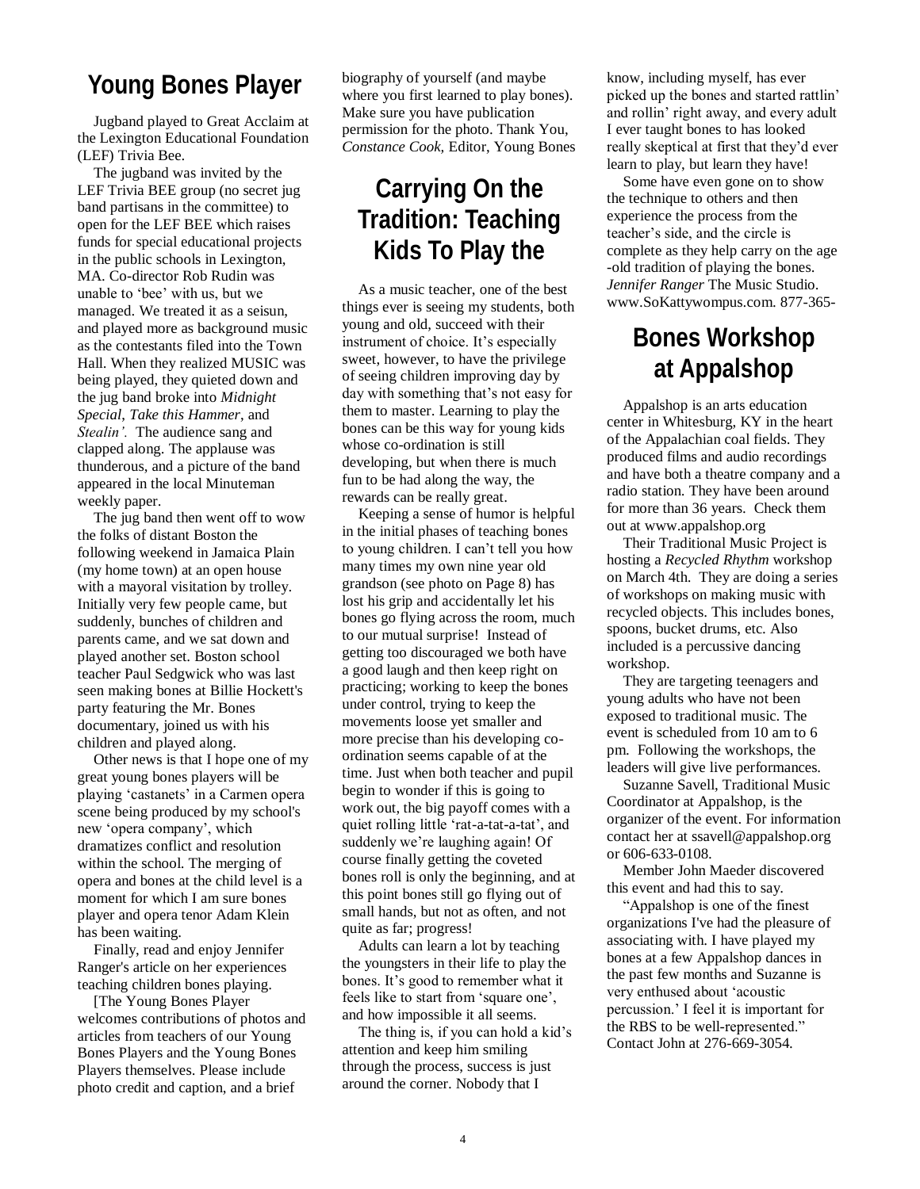## Young Bones Player

Jugband played to Great Acclaim at the Lexington Educational Foundation (LEF) Trivia Bee.

The jugband was invited by the LEF Trivia BEE group (no secret jug band partisans in the committee) to open for the LEF BEE which raises funds for special educational projects in the public schools in Lexington, MA. Co-director Rob Rudin was unable to 'bee' with us, but we managed. We treated it as a seisun, and played more as background music as the contestants filed into the Town Hall. When they realized MUSIC was being played, they quieted down and the jug band broke into *Midnight Special, Take this Hammer*, and *Stealin'.* The audience sang and clapped along. The applause was thunderous, and a picture of the band appeared in the local Minuteman weekly paper.

The jug band then went off to wow the folks of distant Boston the following weekend in Jamaica Plain (my home town) at an open house with a mayoral visitation by trolley. Initially very few people came, but suddenly, bunches of children and parents came, and we sat down and played another set. Boston school teacher Paul Sedgwick who was last seen making bones at Billie Hockett's party featuring the Mr. Bones documentary, joined us with his children and played along.

Other news is that I hope one of my great young bones players will be playing 'castanets' in a Carmen opera scene being produced by my school's new 'opera company', which dramatizes conflict and resolution within the school. The merging of opera and bones at the child level is a moment for which I am sure bones player and opera tenor Adam Klein has been waiting.

Finally, read and enjoy Jennifer Ranger's article on her experiences teaching children bones playing.

[The Young Bones Player welcomes contributions of photos and articles from teachers of our Young Bones Players and the Young Bones Players themselves. Please include photo credit and caption, and a brief biography of yourself (and maybe where you first learned to play bones). Make sure you have publication permission for the photo. Thank You, *Constance Cook*, Editor, Young Bones

## Carrying On the Tradition: Teaching Kids To Play the

As a music teacher, one of the best things ever is seeing my students, both young and old, succeed with their instrument of choice. It's especially sweet, however, to have the privilege of seeing children improving day by day with something that's not easy for them to master. Learning to play the bones can be this way for young kids whose co-ordination is still developing, but when there is much fun to be had along the way, the rewards can be really great.

Keeping a sense of humor is helpful in the initial phases of teaching bones to young children. I can't tell you how many times my own nine year old grandson (see photo on Page 8) has lost his grip and accidentally let his bones go flying across the room, much to our mutual surprise! Instead of getting too discouraged we both have a good laugh and then keep right on practicing; working to keep the bones under control, trying to keep the movements loose yet smaller and more precise than his developing co-ordination seems capable of at the time. Just when both teacher and pupil begin to wonder if this is going to work out, the big payoff comes with a quiet rolling little 'rat-a-tat-a-tat', and suddenly we're laughing again! Of course finally getting the coveted bones roll is only the beginning, and at this point bones still go flying out of small hands, but not as often, and not quite as far; progress!

Adults can learn a lot by teaching the youngsters in their life to play the bones. It's good to remember what it feels like to start from 'square one', and how impossible it all seems.

The thing is, if you can hold a kid's attention and keep him smiling through the process, success is just around the corner. Nobody that I know, including myself, has ever picked up the bones and started rattlin' and rollin' right away, and every adult I ever taught bones to has looked really skeptical at first that they'd ever learn to play, but learn they have!

Some have even gone on to show the technique to others and then experience the process from the teacher's side, and the circle is complete as they help carry on the age -old tradition of playing the bones. *Jennifer Ranger* The Music Studio. www.SoKattywompus.com. 877-365-

## Bones Workshop at Appalshop

Appalshop is an arts education center in Whitesburg, KY in the heart of the Appalachian coal fields. They produced films and audio recordings and have both a theatre company and a radio station. They have been around for more than 36 years. Check them out at www.appalshop.org

Their Traditional Music Project is hosting a *Recycled Rhythm* workshop on March 4th. They are doing a series of workshops on making music with recycled objects. This includes bones, spoons, bucket drums, etc. Also included is a percussive dancing workshop.

They are targeting teenagers and young adults who have not been exposed to traditional music. The event is scheduled from 10 am to 6 pm. Following the workshops, the leaders will give live performances.

Suzanne Savell, Traditional Music Coordinator at Appalshop, is the organizer of the event. For information contact her at ssavell@appalshop.org or 606-633-0108.

Member John Maeder discovered this event and had this to say.

"Appalshop is one of the finest organizations I've had the pleasure of associating with. I have played my bones at a few Appalshop dances in the past few months and Suzanne is very enthused about 'acoustic percussion.' I feel it is important for the RBS to be well-represented." Contact John at 276-669-3054.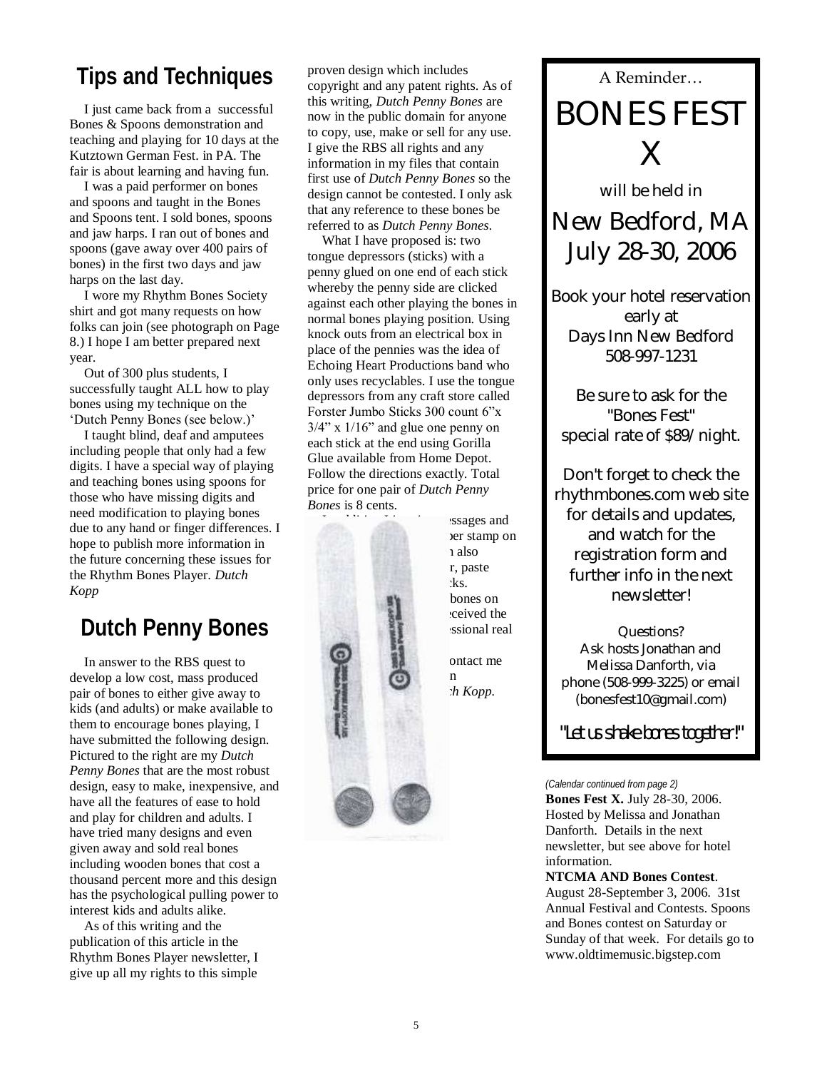## Tips and Techniques

I just came back from a successful Bones & Spoons demonstration and teaching and playing for 10 days at the Kutztown German Fest. in PA. The fair is about learning and having fun.

I was a paid performer on bones and spoons and taught in the Bones and Spoons tent. I sold bones, spoons and jaw harps. I ran out of bones and spoons (gave away over 400 pairs of bones) in the first two days and jaw harps on the last day.

I wore my Rhythm Bones Society shirt and got many requests on how folks can join (see photograph on Page 8.) I hope I am better prepared next year.

Out of 300 plus students, I successfully taught ALL how to play bones using my technique on the 'Dutch Penny Bones (see below.)'

I taught blind, deaf and amputees including people that only had a few digits. I have a special way of playing and teaching bones using spoons for those who have missing digits and need modification to playing bones due to any hand or finger differences. I hope to publish more information in the future concerning these issues for the Rhythm Bones Player. *Dutch Kopp*

## Dutch Penny Bones

In answer to the RBS quest to develop a low cost, mass produced pair of bones to either give away to kids (and adults) or make available to them to encourage bones playing, I have submitted the following design. Pictured to the right are my *Dutch Penny Bones* that are the most robust design, easy to make, inexpensive, and have all the features of ease to hold and play for children and adults. I have tried many designs and even given away and sold real bones including wooden bones that cost a thousand percent more and this design has the psychological pulling power to interest kids and adults alike.

As of this writing and the publication of this article in the Rhythm Bones Player newsletter, I give up all my rights to this simple proven design which includes copyright and any patent rights. As of this writing, *Dutch Penny Bones* are now in the public domain for anyone to copy, use, make or sell for any use. I give the RBS all rights and any information in my files that contain first use of *Dutch Penny Bones* so the design cannot be contested. I only ask that any reference to these bones be referred to as *Dutch Penny Bones*.

What I have proposed is: two tongue depressors (sticks) with a penny glued on one end of each stick whereby the penny side are clicked against each other playing the bones in normal bones playing position. Using knock outs from an electrical box in place of the pennies was the idea of Echoing Heart Productions band who only uses recyclables. I use the tongue depressors from any craft store called Forster Jumbo Sticks 300 count 6"x 3/4" x 1/16" and glue one penny on each stick at the end using Gorilla Glue available from Home Depot. Follow the directions exactly. Total price for one pair of *Dutch Penny Bones* is 8 cents.

...essages and ...ber stamp on ...n also ...r, paste ...cks. ...bones on ...eceived the ...essional real

...ontact me ...n ...*ch Kopp.*

---

A Reminder…

# BONES FEST X

will be held in

## New Bedford, MA July 28-30, 2006

Book your hotel reservation early at Days Inn New Bedford 508-997-1231

Be sure to ask for the "Bones Fest" special rate of $89/night.

Don't forget to check the rhythmbones.com web site for details and updates, and watch for the registration form and further info in the next newsletter!

Questions? Ask hosts Jonathan and Melissa Danforth, via phone (508-999-3225) or email (bonesfest10@gmail.com)

*"Let us shake bones together!"*

---

*(Calendar continued from page 2)*

**Bones Fest X.** July 28-30, 2006. Hosted by Melissa and Jonathan Danforth. Details in the next newsletter, but see above for hotel information.

**NTCMA AND Bones Contest**. August 28-September 3, 2006. 31st Annual Festival and Contests. Spoons and Bones contest on Saturday or Sunday of that week. For details go to www.oldtimemusic.bigstep.com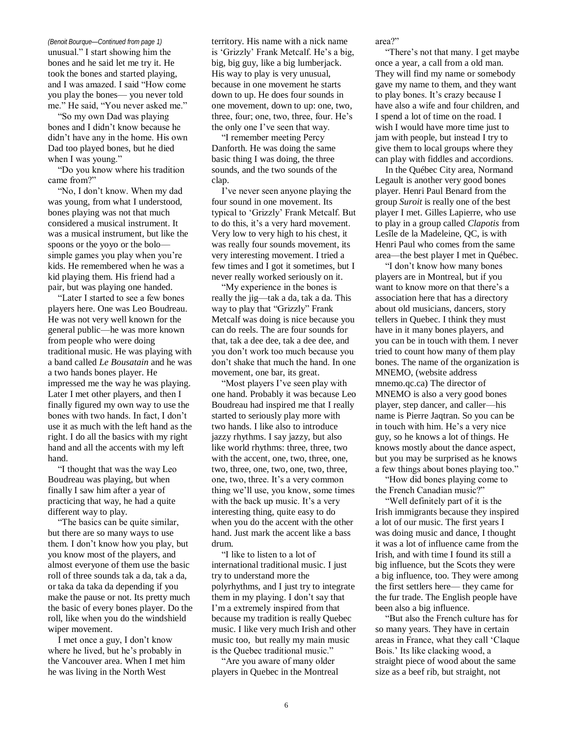*(Benoit Bourque—Continued from page 1)*
unusual." I start showing him the bones and he said let me try it. He took the bones and started playing, and I was amazed. I said "How come you play the bones— you never told me." He said, "You never asked me."

"So my own Dad was playing bones and I didn't know because he didn't have any in the home. His own Dad too played bones, but he died when I was young."

"Do you know where his tradition came from?"

"No, I don't know. When my dad was young, from what I understood, bones playing was not that much considered a musical instrument. It was a musical instrument, but like the spoons or the yoyo or the bolo—simple games you play when you're kids. He remembered when he was a kid playing them. His friend had a pair, but was playing one handed.

"Later I started to see a few bones players here. One was Leo Boudreau. He was not very well known for the general public—he was more known from people who were doing traditional music. He was playing with a band called *Le Bousatain* and he was a two hands bones player. He impressed me the way he was playing. Later I met other players, and then I finally figured my own way to use the bones with two hands. In fact, I don't use it as much with the left hand as the right. I do all the basics with my right hand and all the accents with my left hand.

"I thought that was the way Leo Boudreau was playing, but when finally I saw him after a year of practicing that way, he had a quite different way to play.

"The basics can be quite similar, but there are so many ways to use them. I don't know how you play, but you know most of the players, and almost everyone of them use the basic roll of three sounds tak a da, tak a da, or taka da taka da depending if you make the pause or not. Its pretty much the basic of every bones player. Do the roll, like when you do the windshield wiper movement.

I met once a guy, I don't know where he lived, but he's probably in the Vancouver area. When I met him he was living in the North West territory. His name with a nick name is 'Grizzly' Frank Metcalf. He's a big, big, big guy, like a big lumberjack. His way to play is very unusual, because in one movement he starts down to up. He does four sounds in one movement, down to up: one, two, three, four; one, two, three, four. He's the only one I've seen that way.

"I remember meeting Percy Danforth. He was doing the same basic thing I was doing, the three sounds, and the two sounds of the clap.

I've never seen anyone playing the four sound in one movement. Its typical to 'Grizzly' Frank Metcalf. But to do this, it's a very hard movement. Very low to very high to his chest, it was really four sounds movement, its very interesting movement. I tried a few times and I got it sometimes, but I never really worked seriously on it.

"My experience in the bones is really the jig—tak a da, tak a da. This way to play that "Grizzly" Frank Metcalf was doing is nice because you can do reels. The are four sounds for that, tak a dee dee, tak a dee dee, and you don't work too much because you don't shake that much the hand. In one movement, one bar, its great.

"Most players I've seen play with one hand. Probably it was because Leo Boudreau had inspired me that I really started to seriously play more with two hands. I like also to introduce jazzy rhythms. I say jazzy, but also like world rhythms: three, three, two with the accent, one, two, three, one, two, three, one, two, one, two, three, one, two, three. It's a very common thing we'll use, you know, some times with the back up music. It's a very interesting thing, quite easy to do when you do the accent with the other hand. Just mark the accent like a bass drum.

"I like to listen to a lot of international traditional music. I just try to understand more the polyrhythms, and I just try to integrate them in my playing. I don't say that I'm a extremely inspired from that because my tradition is really Quebec music. I like very much Irish and other music too, but really my main music is the Quebec traditional music."

"Are you aware of many older players in Quebec in the Montreal area?"

"There's not that many. I get maybe once a year, a call from a old man. They will find my name or somebody gave my name to them, and they want to play bones. It's crazy because I have also a wife and four children, and I spend a lot of time on the road. I wish I would have more time just to jam with people, but instead I try to give them to local groups where they can play with fiddles and accordions.

In the Québec City area, Normand Legault is another very good bones player. Henri Paul Benard from the group *Suroit* is really one of the best player I met. Gilles Lapierre, who use to play in a group called *Clapotis* from Lesîle de la Madeleine, QC, is with Henri Paul who comes from the same area—the best player I met in Québec.

"I don't know how many bones players are in Montreal, but if you want to know more on that there's a association here that has a directory about old musicians, dancers, story tellers in Quebec. I think they must have in it many bones players, and you can be in touch with them. I never tried to count how many of them play bones. The name of the organization is MNEMO, (website address mnemo.qc.ca) The director of MNEMO is also a very good bones player, step dancer, and caller—his name is Pierre Jaqtran. So you can be in touch with him. He's a very nice guy, so he knows a lot of things. He knows mostly about the dance aspect, but you may be surprised as he knows a few things about bones playing too."

"How did bones playing come to the French Canadian music?"

"Well definitely part of it is the Irish immigrants because they inspired a lot of our music. The first years I was doing music and dance, I thought it was a lot of influence came from the Irish, and with time I found its still a big influence, but the Scots they were a big influence, too. They were among the first settlers here— they came for the fur trade. The English people have been also a big influence.

"But also the French culture has for so many years. They have in certain areas in France, what they call 'Claque Bois.' Its like clacking wood, a straight piece of wood about the same size as a beef rib, but straight, not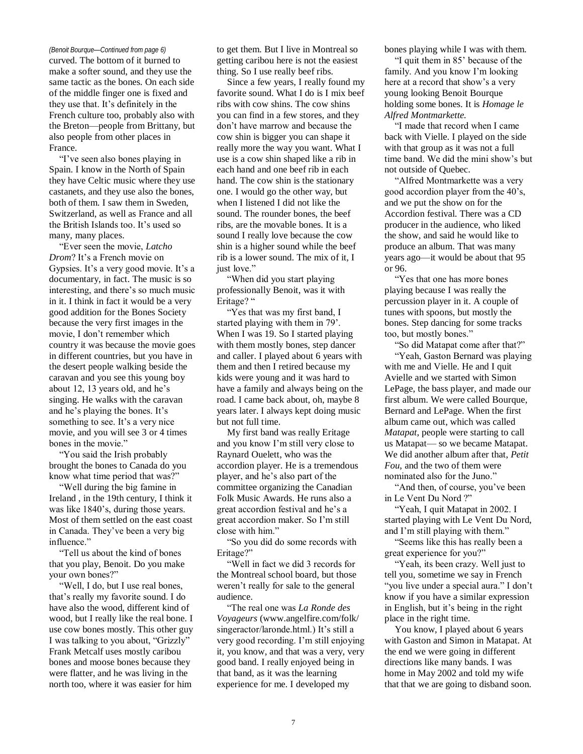*(Benoit Bourque—Continued from page 6)*

curved. The bottom of it burned to make a softer sound, and they use the same tactic as the bones. On each side of the middle finger one is fixed and they use that. It's definitely in the French culture too, probably also with the Breton—people from Brittany, but also people from other places in France.

"I've seen also bones playing in Spain. I know in the North of Spain they have Celtic music where they use castanets, and they use also the bones, both of them. I saw them in Sweden, Switzerland, as well as France and all the British Islands too. It's used so many, many places.

"Ever seen the movie, *Latcho Drom*? It's a French movie on Gypsies. It's a very good movie. It's a documentary, in fact. The music is so interesting, and there's so much music in it. I think in fact it would be a very good addition for the Bones Society because the very first images in the movie, I don't remember which country it was because the movie goes in different countries, but you have in the desert people walking beside the caravan and you see this young boy about 12, 13 years old, and he's singing. He walks with the caravan and he's playing the bones. It's something to see. It's a very nice movie, and you will see 3 or 4 times bones in the movie."

"You said the Irish probably brought the bones to Canada do you know what time period that was?"

"Well during the big famine in Ireland , in the 19th century, I think it was like 1840's, during those years. Most of them settled on the east coast in Canada. They've been a very big influence."

"Tell us about the kind of bones that you play, Benoit. Do you make your own bones?"

"Well, I do, but I use real bones, that's really my favorite sound. I do have also the wood, different kind of wood, but I really like the real bone. I use cow bones mostly. This other guy I was talking to you about, "Grizzly" Frank Metcalf uses mostly caribou bones and moose bones because they were flatter, and he was living in the north too, where it was easier for him to get them. But I live in Montreal so getting caribou here is not the easiest thing. So I use really beef ribs.

Since a few years, I really found my favorite sound. What I do is I mix beef ribs with cow shins. The cow shins you can find in a few stores, and they don't have marrow and because the cow shin is bigger you can shape it really more the way you want. What I use is a cow shin shaped like a rib in each hand and one beef rib in each hand. The cow shin is the stationary one. I would go the other way, but when I listened I did not like the sound. The rounder bones, the beef ribs, are the movable bones. It is a sound I really love because the cow shin is a higher sound while the beef rib is a lower sound. The mix of it, I just love."

"When did you start playing professionally Benoit, was it with Eritage? "

"Yes that was my first band, I started playing with them in 79'. When I was 19. So I started playing with them mostly bones, step dancer and caller. I played about 6 years with them and then I retired because my kids were young and it was hard to have a family and always being on the road. I came back about, oh, maybe 8 years later. I always kept doing music but not full time.

My first band was really Eritage and you know I'm still very close to Raynard Ouelett, who was the accordion player. He is a tremendous player, and he's also part of the committee organizing the Canadian Folk Music Awards. He runs also a great accordion festival and he's a great accordion maker. So I'm still close with him."

"So you did do some records with Eritage?"

"Well in fact we did 3 records for the Montreal school board, but those weren't really for sale to the general audience.

"The real one was *La Ronde des Voyageurs* (www.angelfire.com/folk/singeractor/laronde.html.) It's still a very good recording. I'm still enjoying it, you know, and that was a very, very good band. I really enjoyed being in that band, as it was the learning experience for me. I developed my bones playing while I was with them.

"I quit them in 85' because of the family. And you know I'm looking here at a record that show's a very young looking Benoit Bourque holding some bones. It is *Homage le Alfred Montmarkette.*

"I made that record when I came back with Vielle. I played on the side with that group as it was not a full time band. We did the mini show's but not outside of Quebec.

"Alfred Montmarkette was a very good accordion player from the 40's, and we put the show on for the Accordion festival. There was a CD producer in the audience, who liked the show, and said he would like to produce an album. That was many years ago—it would be about that 95 or 96.

"Yes that one has more bones playing because I was really the percussion player in it. A couple of tunes with spoons, but mostly the bones. Step dancing for some tracks too, but mostly bones."

"So did Matapat come after that?"

"Yeah, Gaston Bernard was playing with me and Vielle. He and I quit Avielle and we started with Simon LePage, the bass player, and made our first album. We were called Bourque, Bernard and LePage. When the first album came out, which was called *Matapat*, people were starting to call us Matapat— so we became Matapat. We did another album after that, *Petit Fou*, and the two of them were nominated also for the Juno."

"And then, of course, you've been in Le Vent Du Nord ?"

"Yeah, I quit Matapat in 2002. I started playing with Le Vent Du Nord, and I'm still playing with them."

"Seems like this has really been a great experience for you?"

"Yeah, its been crazy. Well just to tell you, sometime we say in French "you live under a special aura." I don't know if you have a similar expression in English, but it's being in the right place in the right time.

You know, I played about 6 years with Gaston and Simon in Matapat. At the end we were going in different directions like many bands. I was home in May 2002 and told my wife that that we are going to disband soon.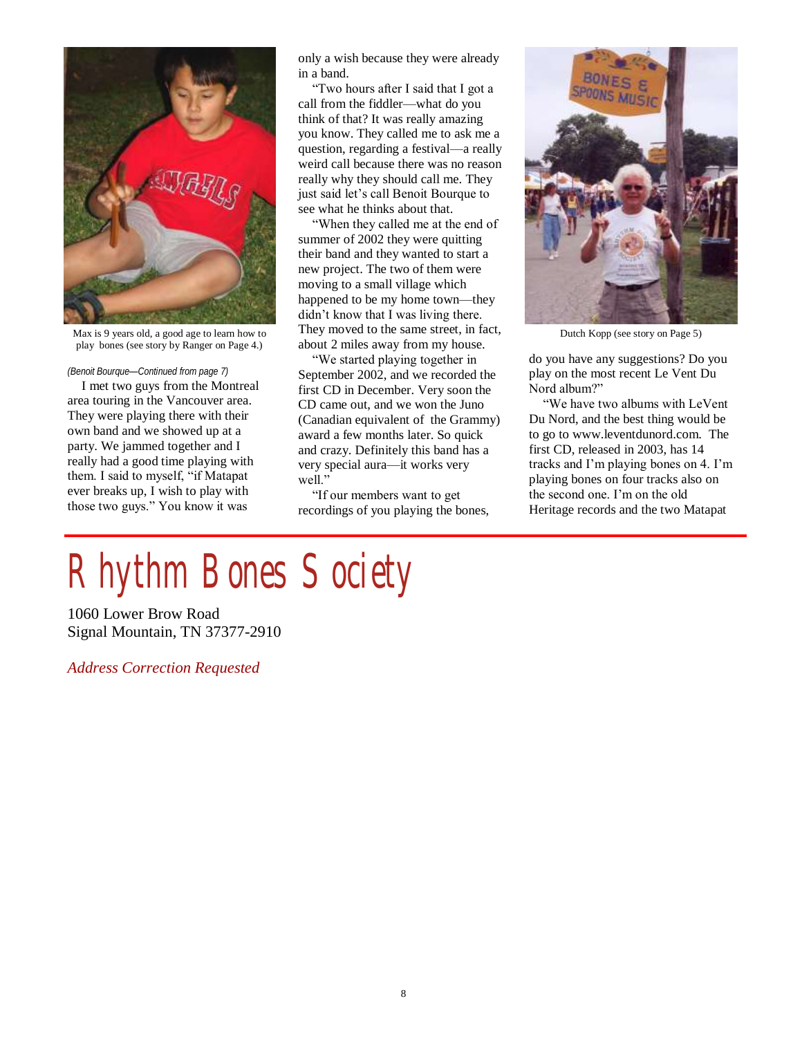Max is 9 years old, a good age to learn how to play bones (see story by Ranger on Page 4.)

*(Benoit Bourque—Continued from page 7)*

I met two guys from the Montreal area touring in the Vancouver area. They were playing there with their own band and we showed up at a party. We jammed together and I really had a good time playing with them. I said to myself, "if Matapat ever breaks up, I wish to play with those two guys." You know it was only a wish because they were already in a band.

"Two hours after I said that I got a call from the fiddler—what do you think of that? It was really amazing you know. They called me to ask me a question, regarding a festival—a really weird call because there was no reason really why they should call me. They just said let's call Benoit Bourque to see what he thinks about that.

"When they called me at the end of summer of 2002 they were quitting their band and they wanted to start a new project. The two of them were moving to a small village which happened to be my home town—they didn't know that I was living there. They moved to the same street, in fact, about 2 miles away from my house.

"We started playing together in September 2002, and we recorded the first CD in December. Very soon the CD came out, and we won the Juno (Canadian equivalent of the Grammy) award a few months later. So quick and crazy. Definitely this band has a very special aura—it works very well."

"If our members want to get recordings of you playing the bones, do you have any suggestions? Do you play on the most recent Le Vent Du Nord album?"

"We have two albums with LeVent Du Nord, and the best thing would be to go to www.leventdunord.com. The first CD, released in 2003, has 14 tracks and I'm playing bones on 4. I'm playing bones on four tracks also on the second one. I'm on the old Heritage records and the two Matapat

Dutch Kopp (see story on Page 5)

# Rhythm Bones Society

1060 Lower Brow Road
Signal Mountain, TN 37377-2910

*Address Correction Requested*